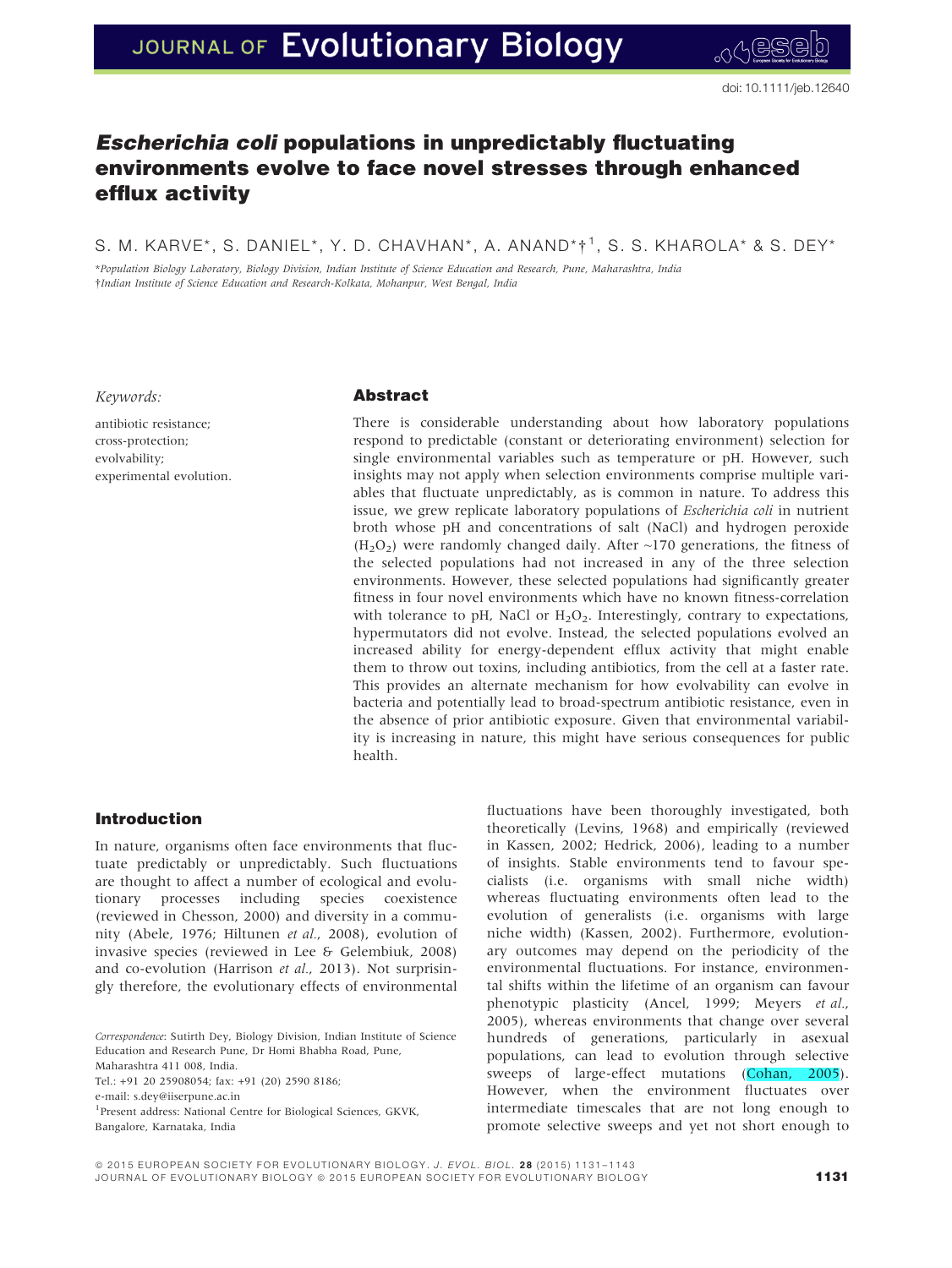# *Escherichia coli* populations in unpredictably fluctuating environments evolve to face novel stresses through enhanced efflux activity

S. M. KARVE*, S. DANIEL*, Y. D. CHAVHAN*, A. ANAND*†[1], S. S. KHAROLA* & S. DEY*

*Population Biology Laboratory, Biology Division, Indian Institute of Science Education and Research, Pune, Maharashtra, India
†Indian Institute of Science Education and Research-Kolkata, Mohanpur, West Bengal, India

*Keywords:*

antibiotic resistance;
cross-protection;
evolvability;
experimental evolution.

## Abstract

There is considerable understanding about how laboratory populations respond to predictable (constant or deteriorating environment) selection for single environmental variables such as temperature or pH. However, such insights may not apply when selection environments comprise multiple variables that fluctuate unpredictably, as is common in nature. To address this issue, we grew replicate laboratory populations of *Escherichia coli* in nutrient broth whose pH and concentrations of salt (NaCl) and hydrogen peroxide ($H_2O_2$) were randomly changed daily. After ~170 generations, the fitness of the selected populations had not increased in any of the three selection environments. However, these selected populations had significantly greater fitness in four novel environments which have no known fitness-correlation with tolerance to pH, NaCl or $H_2O_2$. Interestingly, contrary to expectations, hypermutators did not evolve. Instead, the selected populations evolved an increased ability for energy-dependent efflux activity that might enable them to throw out toxins, including antibiotics, from the cell at a faster rate. This provides an alternate mechanism for how evolvability can evolve in bacteria and potentially lead to broad-spectrum antibiotic resistance, even in the absence of prior antibiotic exposure. Given that environmental variability is increasing in nature, this might have serious consequences for public health.

## Introduction

In nature, organisms often face environments that fluctuate predictably or unpredictably. Such fluctuations are thought to affect a number of ecological and evolutionary processes including species coexistence (reviewed in Chesson, 2000) and diversity in a community (Abele, 1976; Hiltunen *et al.*, 2008), evolution of invasive species (reviewed in Lee & Gelembiuk, 2008) and co-evolution (Harrison *et al.*, 2013). Not surprisingly therefore, the evolutionary effects of environmental fluctuations have been thoroughly investigated, both theoretically (Levins, 1968) and empirically (reviewed in Kassen, 2002; Hedrick, 2006), leading to a number of insights. Stable environments tend to favour specialists (i.e. organisms with small niche width) whereas fluctuating environments often lead to the evolution of generalists (i.e. organisms with large niche width) (Kassen, 2002). Furthermore, evolutionary outcomes may depend on the periodicity of the environmental fluctuations. For instance, environmental shifts within the lifetime of an organism can favour phenotypic plasticity (Ancel, 1999; Meyers *et al.*, 2005), whereas environments that change over several hundreds of generations, particularly in asexual populations, can lead to evolution through selective sweeps of large-effect mutations (Cohan, 2005). However, when the environment fluctuates over intermediate timescales that are not long enough to promote selective sweeps and yet not short enough to

*Correspondence*: Sutirth Dey, Biology Division, Indian Institute of Science Education and Research Pune, Dr Homi Bhabha Road, Pune, Maharashtra 411 008, India.
Tel.: +91 20 25908054; fax: +91 (20) 2590 8186;
e-mail: s.dey@iiserpune.ac.in
[1]Present address: National Centre for Biological Sciences, GKVK, Bangalore, Karnataka, India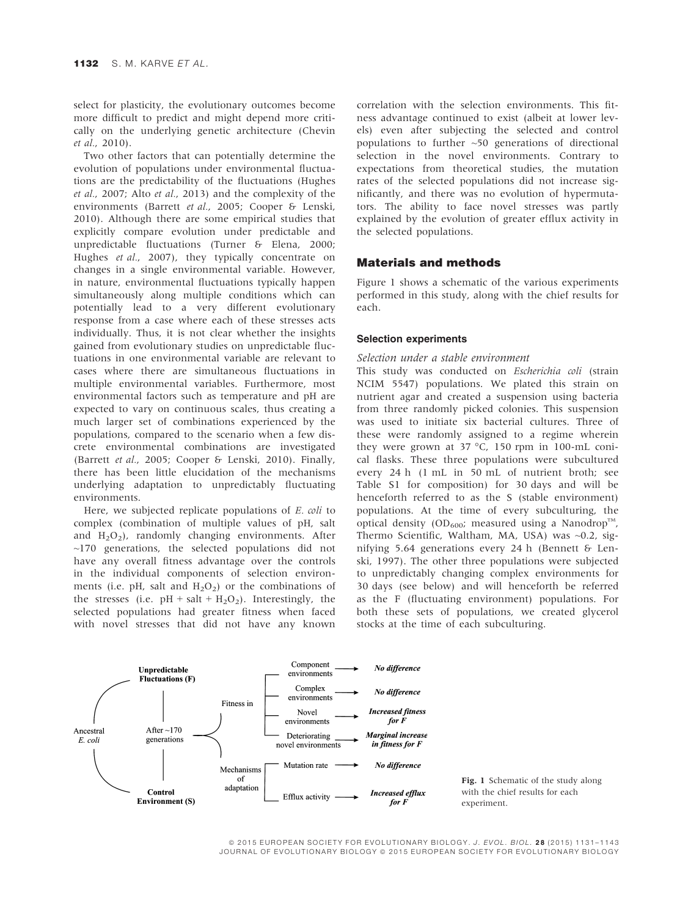select for plasticity, the evolutionary outcomes become more difficult to predict and might depend more critically on the underlying genetic architecture (Chevin *et al.*, 2010).

Two other factors that can potentially determine the evolution of populations under environmental fluctuations are the predictability of the fluctuations (Hughes *et al.*, 2007; Alto *et al.*, 2013) and the complexity of the environments (Barrett *et al.*, 2005; Cooper & Lenski, 2010). Although there are some empirical studies that explicitly compare evolution under predictable and unpredictable fluctuations (Turner & Elena, 2000; Hughes *et al.*, 2007), they typically concentrate on changes in a single environmental variable. However, in nature, environmental fluctuations typically happen simultaneously along multiple conditions which can potentially lead to a very different evolutionary response from a case where each of these stresses acts individually. Thus, it is not clear whether the insights gained from evolutionary studies on unpredictable fluctuations in one environmental variable are relevant to cases where there are simultaneous fluctuations in multiple environmental variables. Furthermore, most environmental factors such as temperature and pH are expected to vary on continuous scales, thus creating a much larger set of combinations experienced by the populations, compared to the scenario when a few discrete environmental combinations are investigated (Barrett *et al.*, 2005; Cooper & Lenski, 2010). Finally, there has been little elucidation of the mechanisms underlying adaptation to unpredictably fluctuating environments.

Here, we subjected replicate populations of *E. coli* to complex (combination of multiple values of pH, salt and $H_2O_2$), randomly changing environments. After ~170 generations, the selected populations did not have any overall fitness advantage over the controls in the individual components of selection environments (i.e. pH, salt and $H_2O_2$) or the combinations of the stresses (i.e. pH + salt + $H_2O_2$). Interestingly, the selected populations had greater fitness when faced with novel stresses that did not have any known correlation with the selection environments. This fitness advantage continued to exist (albeit at lower levels) even after subjecting the selected and control populations to further ~50 generations of directional selection in the novel environments. Contrary to expectations from theoretical studies, the mutation rates of the selected populations did not increase significantly, and there was no evolution of hypermutators. The ability to face novel stresses was partly explained by the evolution of greater efflux activity in the selected populations.

## Materials and methods

Figure 1 shows a schematic of the various experiments performed in this study, along with the chief results for each.

### Selection experiments

*Selection under a stable environment*

This study was conducted on *Escherichia coli* (strain NCIM 5547) populations. We plated this strain on nutrient agar and created a suspension using bacteria from three randomly picked colonies. This suspension was used to initiate six bacterial cultures. Three of these were randomly assigned to a regime wherein they were grown at 37 °C, 150 rpm in 100-mL conical flasks. These three populations were subcultured every 24 h (1 mL in 50 mL of nutrient broth; see Table S1 for composition) for 30 days and will be henceforth referred to as the S (stable environment) populations. At the time of every subculturing, the optical density ($OD_{600}$; measured using a Nanodrop™, Thermo Scientific, Waltham, MA, USA) was ~0.2, signifying 5.64 generations every 24 h (Bennett & Lenski, 1997). The other three populations were subjected to unpredictably changing complex environments for 30 days (see below) and will henceforth be referred as the F (fluctuating environment) populations. For both these sets of populations, we created glycerol stocks at the time of each subculturing.

**Fig. 1** Schematic of the study along with the chief results for each experiment.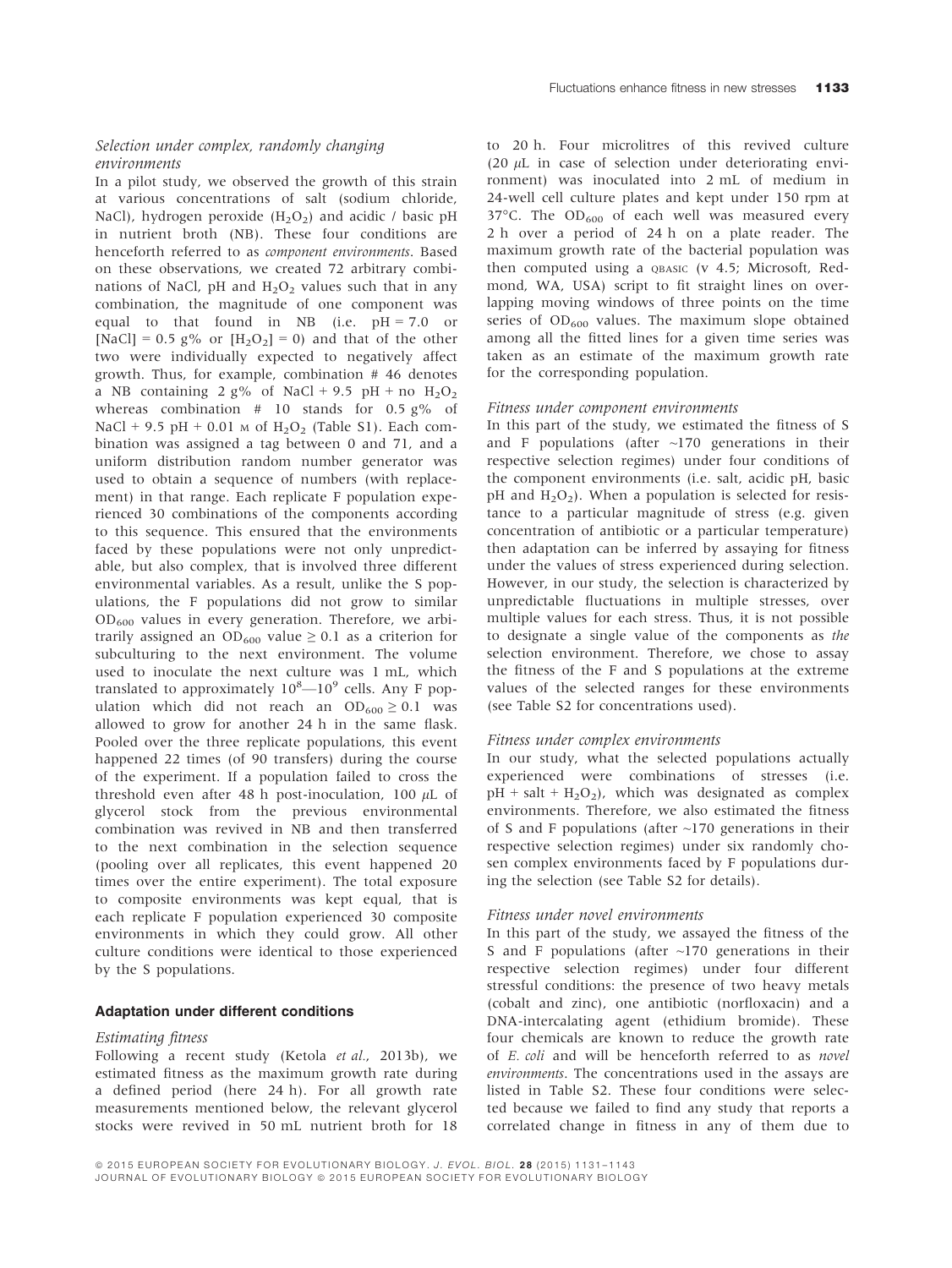*Selection under complex, randomly changing environments*

In a pilot study, we observed the growth of this strain at various concentrations of salt (sodium chloride, NaCl), hydrogen peroxide ($H_2O_2$) and acidic / basic pH in nutrient broth (NB). These four conditions are henceforth referred to as *component environments*. Based on these observations, we created 72 arbitrary combinations of NaCl, pH and $H_2O_2$ values such that in any combination, the magnitude of one component was equal to that found in NB (i.e. pH = 7.0 or [NaCl] = 0.5 g% or [$H_2O_2$] = 0) and that of the other two were individually expected to negatively affect growth. Thus, for example, combination # 46 denotes a NB containing 2 g% of NaCl + 9.5 pH + no $H_2O_2$ whereas combination # 10 stands for 0.5 g% of NaCl + 9.5 pH + 0.01 M of $H_2O_2$ (Table S1). Each combination was assigned a tag between 0 and 71, and a uniform distribution random number generator was used to obtain a sequence of numbers (with replacement) in that range. Each replicate F population experienced 30 combinations of the components according to this sequence. This ensured that the environments faced by these populations were not only unpredictable, but also complex, that is involved three different environmental variables. As a result, unlike the S populations, the F populations did not grow to similar $OD_{600}$ values in every generation. Therefore, we arbitrarily assigned an $OD_{600}$ value $\geq 0.1$ as a criterion for subculturing to the next environment. The volume used to inoculate the next culture was 1 mL, which translated to approximately $10^8$—$10^9$ cells. Any F population which did not reach an $OD_{600} \geq 0.1$ was allowed to grow for another 24 h in the same flask. Pooled over the three replicate populations, this event happened 22 times (of 90 transfers) during the course of the experiment. If a population failed to cross the threshold even after 48 h post-inoculation, 100 $\mu$L of glycerol stock from the previous environmental combination was revived in NB and then transferred to the next combination in the selection sequence (pooling over all replicates, this event happened 20 times over the entire experiment). The total exposure to composite environments was kept equal, that is each replicate F population experienced 30 composite environments in which they could grow. All other culture conditions were identical to those experienced by the S populations.

### Adaptation under different conditions

*Estimating fitness*

Following a recent study (Ketola *et al.*, 2013b), we estimated fitness as the maximum growth rate during a defined period (here 24 h). For all growth rate measurements mentioned below, the relevant glycerol stocks were revived in 50 mL nutrient broth for 18 to 20 h. Four microlitres of this revived culture (20 $\mu$L in case of selection under deteriorating environment) was inoculated into 2 mL of medium in 24-well cell culture plates and kept under 150 rpm at 37°C. The $OD_{600}$ of each well was measured every 2 h over a period of 24 h on a plate reader. The maximum growth rate of the bacterial population was then computed using a QBASIC (v 4.5; Microsoft, Redmond, WA, USA) script to fit straight lines on overlapping moving windows of three points on the time series of $OD_{600}$ values. The maximum slope obtained among all the fitted lines for a given time series was taken as an estimate of the maximum growth rate for the corresponding population.

*Fitness under component environments*

In this part of the study, we estimated the fitness of S and F populations (after ~170 generations in their respective selection regimes) under four conditions of the component environments (i.e. salt, acidic pH, basic pH and $H_2O_2$). When a population is selected for resistance to a particular magnitude of stress (e.g. given concentration of antibiotic or a particular temperature) then adaptation can be inferred by assaying for fitness under the values of stress experienced during selection. However, in our study, the selection is characterized by unpredictable fluctuations in multiple stresses, over multiple values for each stress. Thus, it is not possible to designate a single value of the components as *the* selection environment. Therefore, we chose to assay the fitness of the F and S populations at the extreme values of the selected ranges for these environments (see Table S2 for concentrations used).

*Fitness under complex environments*

In our study, what the selected populations actually experienced were combinations of stresses (i.e. pH + salt + $H_2O_2$), which was designated as complex environments. Therefore, we also estimated the fitness of S and F populations (after ~170 generations in their respective selection regimes) under six randomly chosen complex environments faced by F populations during the selection (see Table S2 for details).

*Fitness under novel environments*

In this part of the study, we assayed the fitness of the S and F populations (after ~170 generations in their respective selection regimes) under four different stressful conditions: the presence of two heavy metals (cobalt and zinc), one antibiotic (norfloxacin) and a DNA-intercalating agent (ethidium bromide). These four chemicals are known to reduce the growth rate of *E. coli* and will be henceforth referred to as *novel environments*. The concentrations used in the assays are listed in Table S2. These four conditions were selected because we failed to find any study that reports a correlated change in fitness in any of them due to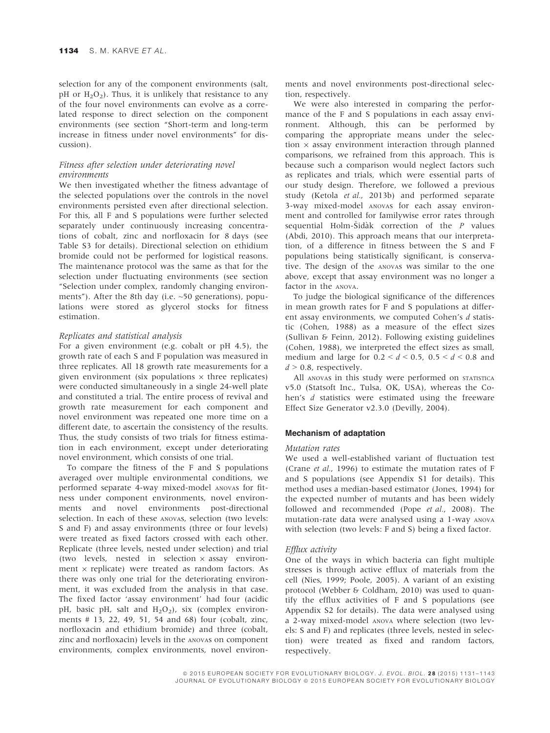selection for any of the component environments (salt, pH or $H_2O_2$). Thus, it is unlikely that resistance to any of the four novel environments can evolve as a correlated response to direct selection on the component environments (see section "Short-term and long-term increase in fitness under novel environments" for discussion).

### *Fitness after selection under deteriorating novel environments*

We then investigated whether the fitness advantage of the selected populations over the controls in the novel environments persisted even after directional selection. For this, all F and S populations were further selected separately under continuously increasing concentrations of cobalt, zinc and norfloxacin for 8 days (see Table S3 for details). Directional selection on ethidium bromide could not be performed for logistical reasons. The maintenance protocol was the same as that for the selection under fluctuating environments (see section "Selection under complex, randomly changing environments"). After the 8th day (i.e. ~50 generations), populations were stored as glycerol stocks for fitness estimation.

### *Replicates and statistical analysis*

For a given environment (e.g. cobalt or pH 4.5), the growth rate of each S and F population was measured in three replicates. All 18 growth rate measurements for a given environment (six populations × three replicates) were conducted simultaneously in a single 24-well plate and constituted a trial. The entire process of revival and growth rate measurement for each component and novel environment was repeated one more time on a different date, to ascertain the consistency of the results. Thus, the study consists of two trials for fitness estimation in each environment, except under deteriorating novel environment, which consists of one trial.

To compare the fitness of the F and S populations averaged over multiple environmental conditions, we performed separate 4-way mixed-model ANOVAs for fitness under component environments, novel environments and novel environments post-directional selection. In each of these ANOVAs, selection (two levels: S and F) and assay environments (three or four levels) were treated as fixed factors crossed with each other. Replicate (three levels, nested under selection) and trial (two levels, nested in selection × assay environment × replicate) were treated as random factors. As there was only one trial for the deteriorating environment, it was excluded from the analysis in that case. The fixed factor 'assay environment' had four (acidic pH, basic pH, salt and $H_2O_2$), six (complex environments # 13, 22, 49, 51, 54 and 68) four (cobalt, zinc, norfloxacin and ethidium bromide) and three (cobalt, zinc and norfloxacin) levels in the ANOVAs on component environments, complex environments, novel environments and novel environments post-directional selection, respectively.

We were also interested in comparing the performance of the F and S populations in each assay environment. Although, this can be performed by comparing the appropriate means under the selection × assay environment interaction through planned comparisons, we refrained from this approach. This is because such a comparison would neglect factors such as replicates and trials, which were essential parts of our study design. Therefore, we followed a previous study (Ketola *et al.*, 2013b) and performed separate 3-way mixed-model ANOVAs for each assay environment and controlled for familywise error rates through sequential Holm-Šidàk correction of the *P* values (Abdi, 2010). This approach means that our interpretation, of a difference in fitness between the S and F populations being statistically significant, is conservative. The design of the ANOVAs was similar to the one above, except that assay environment was no longer a factor in the ANOVA.

To judge the biological significance of the differences in mean growth rates for F and S populations at different assay environments, we computed Cohen's *d* statistic (Cohen, 1988) as a measure of the effect sizes (Sullivan & Feinn, 2012). Following existing guidelines (Cohen, 1988), we interpreted the effect sizes as small, medium and large for $0.2 < d < 0.5$, $0.5 < d < 0.8$ and $d > 0.8$, respectively.

All ANOVAs in this study were performed on STATISTICA v5.0 (Statsoft Inc., Tulsa, OK, USA), whereas the Cohen's *d* statistics were estimated using the freeware Effect Size Generator v2.3.0 (Devilly, 2004).

## Mechanism of adaptation

### *Mutation rates*

We used a well-established variant of fluctuation test (Crane *et al.*, 1996) to estimate the mutation rates of F and S populations (see Appendix S1 for details). This method uses a median-based estimator (Jones, 1994) for the expected number of mutants and has been widely followed and recommended (Pope *et al.*, 2008). The mutation-rate data were analysed using a 1-way ANOVA with selection (two levels: F and S) being a fixed factor.

### *Efflux activity*

One of the ways in which bacteria can fight multiple stresses is through active efflux of materials from the cell (Nies, 1999; Poole, 2005). A variant of an existing protocol (Webber & Coldham, 2010) was used to quantify the efflux activities of F and S populations (see Appendix S2 for details). The data were analysed using a 2-way mixed-model ANOVA where selection (two levels: S and F) and replicates (three levels, nested in selection) were treated as fixed and random factors, respectively.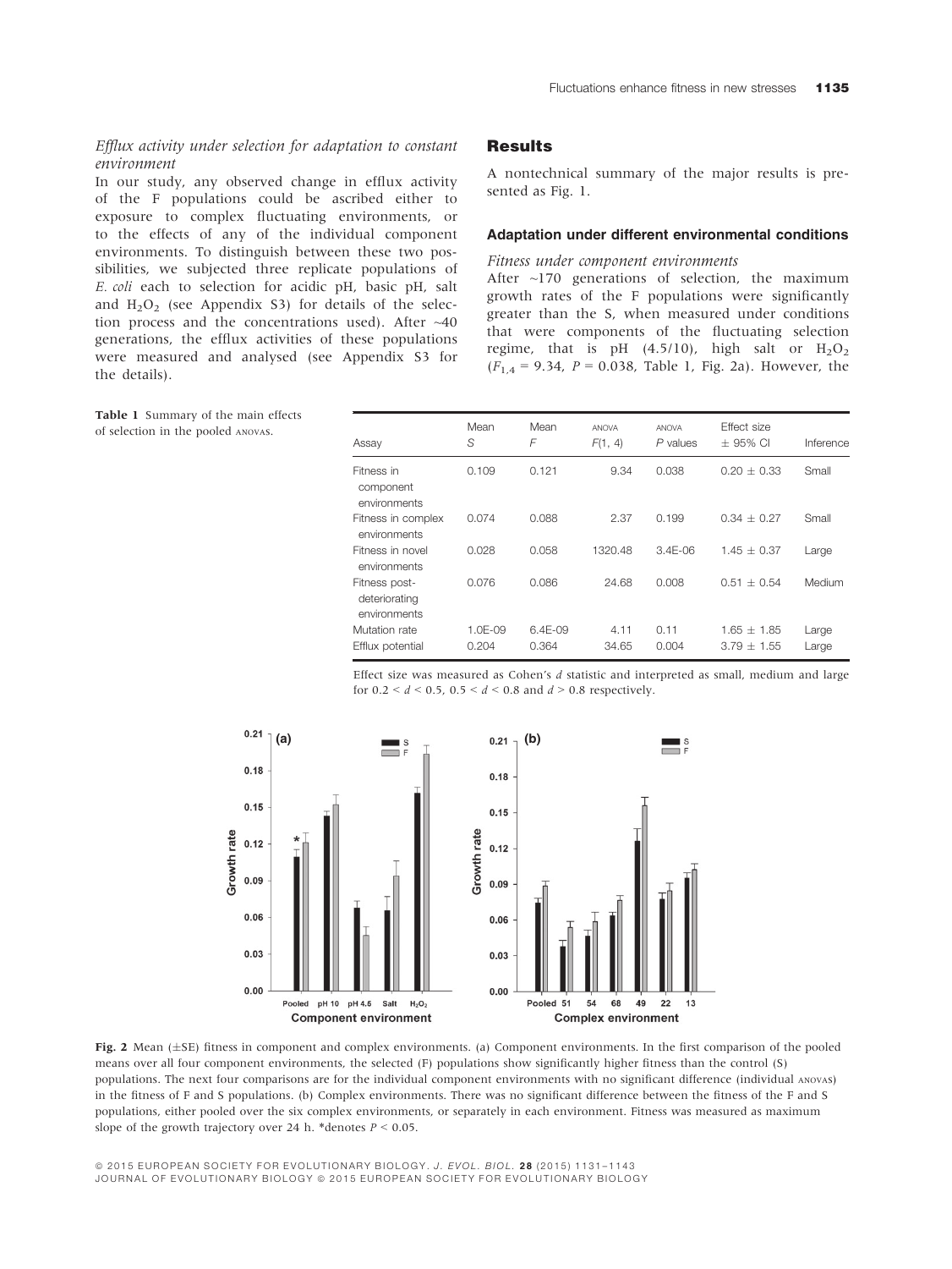*Efflux activity under selection for adaptation to constant environment*

In our study, any observed change in efflux activity of the F populations could be ascribed either to exposure to complex fluctuating environments, or to the effects of any of the individual component environments. To distinguish between these two possibilities, we subjected three replicate populations of *E. coli* each to selection for acidic pH, basic pH, salt and $H_2O_2$ (see Appendix S3) for details of the selection process and the concentrations used). After ~40 generations, the efflux activities of these populations were measured and analysed (see Appendix S3 for the details).

## Results

A nontechnical summary of the major results is presented as Fig. 1.

### Adaptation under different environmental conditions

*Fitness under component environments*

After ~170 generations of selection, the maximum growth rates of the F populations were significantly greater than the S, when measured under conditions that were components of the fluctuating selection regime, that is pH (4.5/10), high salt or $H_2O_2$ ($F_{1,4}$ = 9.34, $P$ = 0.038, Table 1, Fig. 2a). However, the

**Table 1** Summary of the main effects of selection in the pooled ANOVAs.

| Assay | Mean *S* | Mean *F* | ANOVA *F*(1, 4) | ANOVA *P* values | Effect size ± 95% CI | Inference |
|---|---|---|---|---|---|---|
| Fitness in component environments | 0.109 | 0.121 | 9.34 | 0.038 | 0.20 ± 0.33 | Small |
| Fitness in complex environments | 0.074 | 0.088 | 2.37 | 0.199 | 0.34 ± 0.27 | Small |
| Fitness in novel environments | 0.028 | 0.058 | 1320.48 | 3.4E-06 | 1.45 ± 0.37 | Large |
| Fitness post-deteriorating environments | 0.076 | 0.086 | 24.68 | 0.008 | 0.51 ± 0.54 | Medium |
| Mutation rate | 1.0E-09 | 6.4E-09 | 4.11 | 0.11 | 1.65 ± 1.85 | Large |
| Efflux potential | 0.204 | 0.364 | 34.65 | 0.004 | 3.79 ± 1.55 | Large |

Effect size was measured as Cohen's *d* statistic and interpreted as small, medium and large for 0.2 < *d* < 0.5, 0.5 < *d* < 0.8 and *d* > 0.8 respectively.

**Fig. 2** Mean (±SE) fitness in component and complex environments. (a) Component environments. In the first comparison of the pooled means over all four component environments, the selected (F) populations show significantly higher fitness than the control (S) populations. The next four comparisons are for the individual component environments with no significant difference (individual ANOVAs) in the fitness of F and S populations. (b) Complex environments. There was no significant difference between the fitness of the F and S populations, either pooled over the six complex environments, or separately in each environment. Fitness was measured as maximum slope of the growth trajectory over 24 h. *denotes $P$ < 0.05.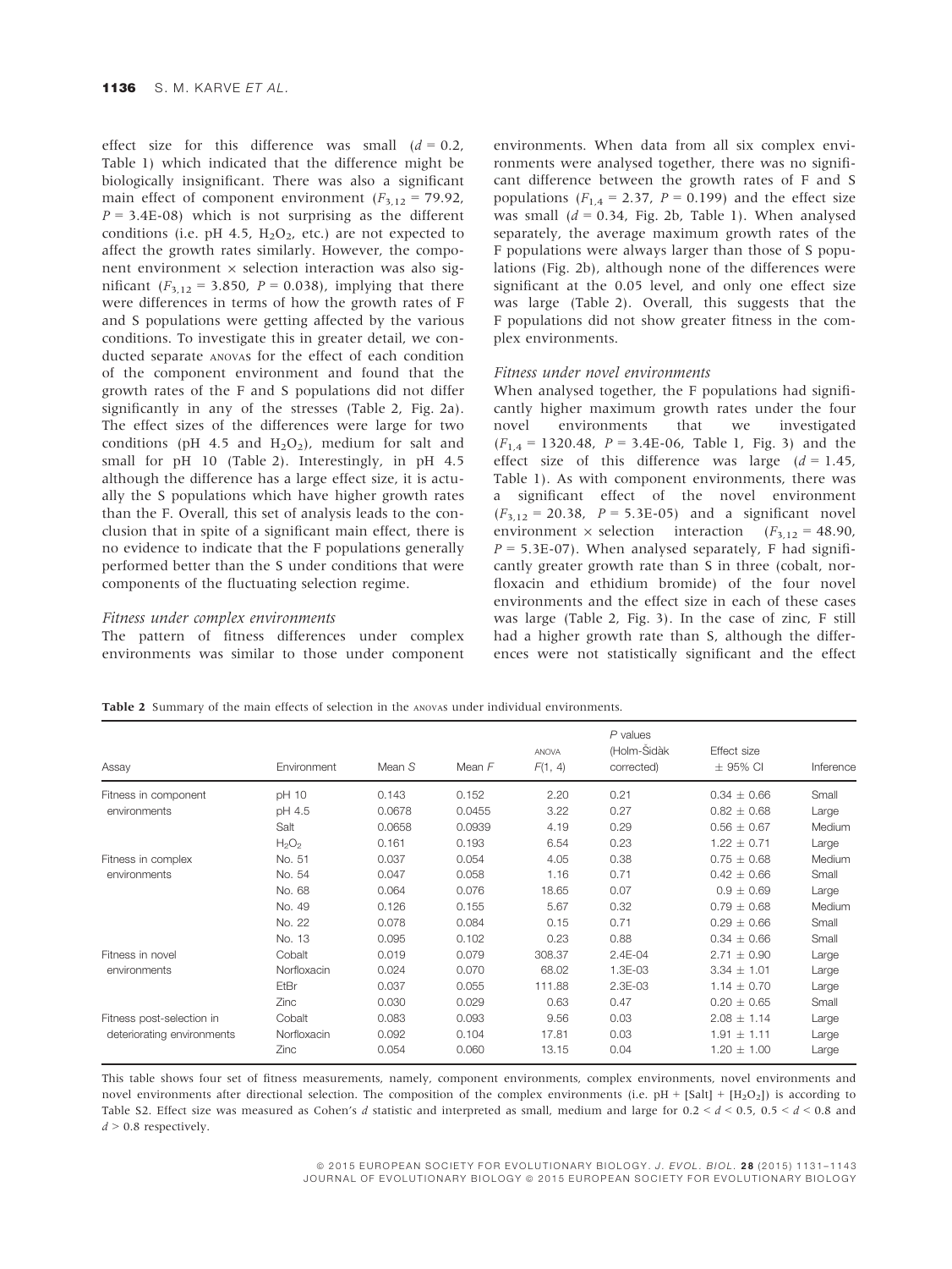effect size for this difference was small ($d = 0.2$, Table 1) which indicated that the difference might be biologically insignificant. There was also a significant main effect of component environment ($F_{3,12} = 79.92$, $P = 3.4\text{E-}08$) which is not surprising as the different conditions (i.e. pH 4.5, $H_2O_2$, etc.) are not expected to affect the growth rates similarly. However, the component environment × selection interaction was also significant ($F_{3,12} = 3.850$, $P = 0.038$), implying that there were differences in terms of how the growth rates of F and S populations were getting affected by the various conditions. To investigate this in greater detail, we conducted separate ANOVAs for the effect of each condition of the component environment and found that the growth rates of the F and S populations did not differ significantly in any of the stresses (Table 2, Fig. 2a). The effect sizes of the differences were large for two conditions (pH 4.5 and $H_2O_2$), medium for salt and small for pH 10 (Table 2). Interestingly, in pH 4.5 although the difference has a large effect size, it is actually the S populations which have higher growth rates than the F. Overall, this set of analysis leads to the conclusion that in spite of a significant main effect, there is no evidence to indicate that the F populations generally performed better than the S under conditions that were components of the fluctuating selection regime.

### *Fitness under complex environments*

The pattern of fitness differences under complex environments was similar to those under component environments. When data from all six complex environments were analysed together, there was no significant difference between the growth rates of F and S populations ($F_{1,4} = 2.37$, $P = 0.199$) and the effect size was small ($d = 0.34$, Fig. 2b, Table 1). When analysed separately, the average maximum growth rates of the F populations were always larger than those of S populations (Fig. 2b), although none of the differences were significant at the 0.05 level, and only one effect size was large (Table 2). Overall, this suggests that the F populations did not show greater fitness in the complex environments.

### *Fitness under novel environments*

When analysed together, the F populations had significantly higher maximum growth rates under the four novel environments that we investigated ($F_{1,4} = 1320.48$, $P = 3.4\text{E-}06$, Table 1, Fig. 3) and the effect size of this difference was large ($d = 1.45$, Table 1). As with component environments, there was a significant effect of the novel environment ($F_{3,12} = 20.38$, $P = 5.3\text{E-}05$) and a significant novel environment × selection interaction ($F_{3,12} = 48.90$, $P = 5.3\text{E-}07$). When analysed separately, F had significantly greater growth rate than S in three (cobalt, norfloxacin and ethidium bromide) of the four novel environments and the effect size in each of these cases was large (Table 2, Fig. 3). In the case of zinc, F still had a higher growth rate than S, although the differences were not statistically significant and the effect

**Table 2** Summary of the main effects of selection in the ANOVAS under individual environments.

| Assay | Environment | Mean *S* | Mean *F* | ANOVA $F(1, 4)$ | *P* values (Holm-Šidàk corrected) | Effect size ± 95% CI | Inference |
|---|---|---|---|---|---|---|---|
| Fitness in component environments | pH 10 | 0.143 | 0.152 | 2.20 | 0.21 | 0.34 ± 0.66 | Small |
| | pH 4.5 | 0.0678 | 0.0455 | 3.22 | 0.27 | 0.82 ± 0.68 | Large |
| | Salt | 0.0658 | 0.0939 | 4.19 | 0.29 | 0.56 ± 0.67 | Medium |
| | $H_2O_2$ | 0.161 | 0.193 | 6.54 | 0.23 | 1.22 ± 0.71 | Large |
| Fitness in complex environments | No. 51 | 0.037 | 0.054 | 4.05 | 0.38 | 0.75 ± 0.68 | Medium |
| | No. 54 | 0.047 | 0.058 | 1.16 | 0.71 | 0.42 ± 0.66 | Small |
| | No. 68 | 0.064 | 0.076 | 18.65 | 0.07 | 0.9 ± 0.69 | Large |
| | No. 49 | 0.126 | 0.155 | 5.67 | 0.32 | 0.79 ± 0.68 | Medium |
| | No. 22 | 0.078 | 0.084 | 0.15 | 0.71 | 0.29 ± 0.66 | Small |
| | No. 13 | 0.095 | 0.102 | 0.23 | 0.88 | 0.34 ± 0.66 | Small |
| Fitness in novel environments | Cobalt | 0.019 | 0.079 | 308.37 | 2.4E-04 | 2.71 ± 0.90 | Large |
| | Norfloxacin | 0.024 | 0.070 | 68.02 | 1.3E-03 | 3.34 ± 1.01 | Large |
| | EtBr | 0.037 | 0.055 | 111.88 | 2.3E-03 | 1.14 ± 0.70 | Large |
| | Zinc | 0.030 | 0.029 | 0.63 | 0.47 | 0.20 ± 0.65 | Small |
| Fitness post-selection in deteriorating environments | Cobalt | 0.083 | 0.093 | 9.56 | 0.03 | 2.08 ± 1.14 | Large |
| | Norfloxacin | 0.092 | 0.104 | 17.81 | 0.03 | 1.91 ± 1.11 | Large |
| | Zinc | 0.054 | 0.060 | 13.15 | 0.04 | 1.20 ± 1.00 | Large |

This table shows four set of fitness measurements, namely, component environments, complex environments, novel environments and novel environments after directional selection. The composition of the complex environments (i.e. pH + [Salt] + [$H_2O_2$]) is according to Table S2. Effect size was measured as Cohen's *d* statistic and interpreted as small, medium and large for $0.2 < d < 0.5$, $0.5 < d < 0.8$ and $d > 0.8$ respectively.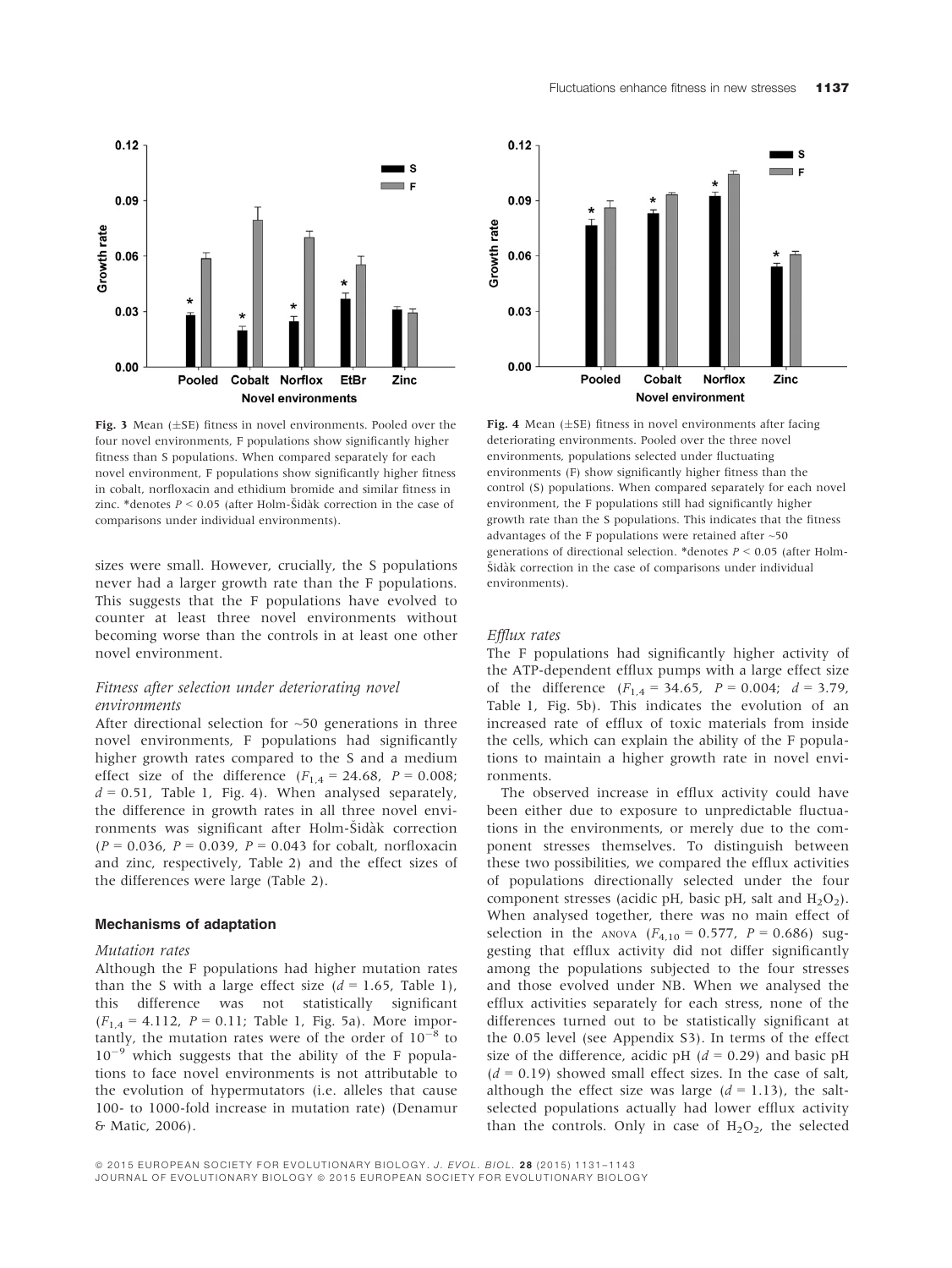Fig. 3 Mean (±SE) fitness in novel environments. Pooled over the four novel environments, F populations show significantly higher fitness than S populations. When compared separately for each novel environment, F populations show significantly higher fitness in cobalt, norfloxacin and ethidium bromide and similar fitness in zinc. *denotes $P < 0.05$ (after Holm-Šidàk correction in the case of comparisons under individual environments).

Fig. 4 Mean (±SE) fitness in novel environments after facing deteriorating environments. Pooled over the three novel environments, populations selected under fluctuating environments (F) show significantly higher fitness than the control (S) populations. When compared separately for each novel environment, the F populations still had significantly higher growth rate than the S populations. This indicates that the fitness advantages of the F populations were retained after ~50 generations of directional selection. *denotes $P < 0.05$ (after Holm-Šidàk correction in the case of comparisons under individual environments).

sizes were small. However, crucially, the S populations never had a larger growth rate than the F populations. This suggests that the F populations have evolved to counter at least three novel environments without becoming worse than the controls in at least one other novel environment.

### *Fitness after selection under deteriorating novel environments*

After directional selection for ~50 generations in three novel environments, F populations had significantly higher growth rates compared to the S and a medium effect size of the difference ($F_{1,4} = 24.68$, $P = 0.008$; $d = 0.51$, Table 1, Fig. 4). When analysed separately, the difference in growth rates in all three novel environments was significant after Holm-Šidàk correction ($P = 0.036$, $P = 0.039$, $P = 0.043$ for cobalt, norfloxacin and zinc, respectively, Table 2) and the effect sizes of the differences were large (Table 2).

## Mechanisms of adaptation

### *Mutation rates*

Although the F populations had higher mutation rates than the S with a large effect size ($d = 1.65$, Table 1), this difference was not statistically significant ($F_{1,4} = 4.112$, $P = 0.11$; Table 1, Fig. 5a). More importantly, the mutation rates were of the order of $10^{-8}$ to $10^{-9}$ which suggests that the ability of the F populations to face novel environments is not attributable to the evolution of hypermutators (i.e. alleles that cause 100- to 1000-fold increase in mutation rate) (Denamur & Matic, 2006).

### *Efflux rates*

The F populations had significantly higher activity of the ATP-dependent efflux pumps with a large effect size of the difference ($F_{1,4} = 34.65$, $P = 0.004$; $d = 3.79$, Table 1, Fig. 5b). This indicates the evolution of an increased rate of efflux of toxic materials from inside the cells, which can explain the ability of the F populations to maintain a higher growth rate in novel environments.

The observed increase in efflux activity could have been either due to exposure to unpredictable fluctuations in the environments, or merely due to the component stresses themselves. To distinguish between these two possibilities, we compared the efflux activities of populations directionally selected under the four component stresses (acidic pH, basic pH, salt and $H_2O_2$). When analysed together, there was no main effect of selection in the ANOVA ($F_{4,10} = 0.577$, $P = 0.686$) suggesting that efflux activity did not differ significantly among the populations subjected to the four stresses and those evolved under NB. When we analysed the efflux activities separately for each stress, none of the differences turned out to be statistically significant at the 0.05 level (see Appendix S3). In terms of the effect size of the difference, acidic pH ($d = 0.29$) and basic pH ($d = 0.19$) showed small effect sizes. In the case of salt, although the effect size was large ($d = 1.13$), the salt-selected populations actually had lower efflux activity than the controls. Only in case of $H_2O_2$, the selected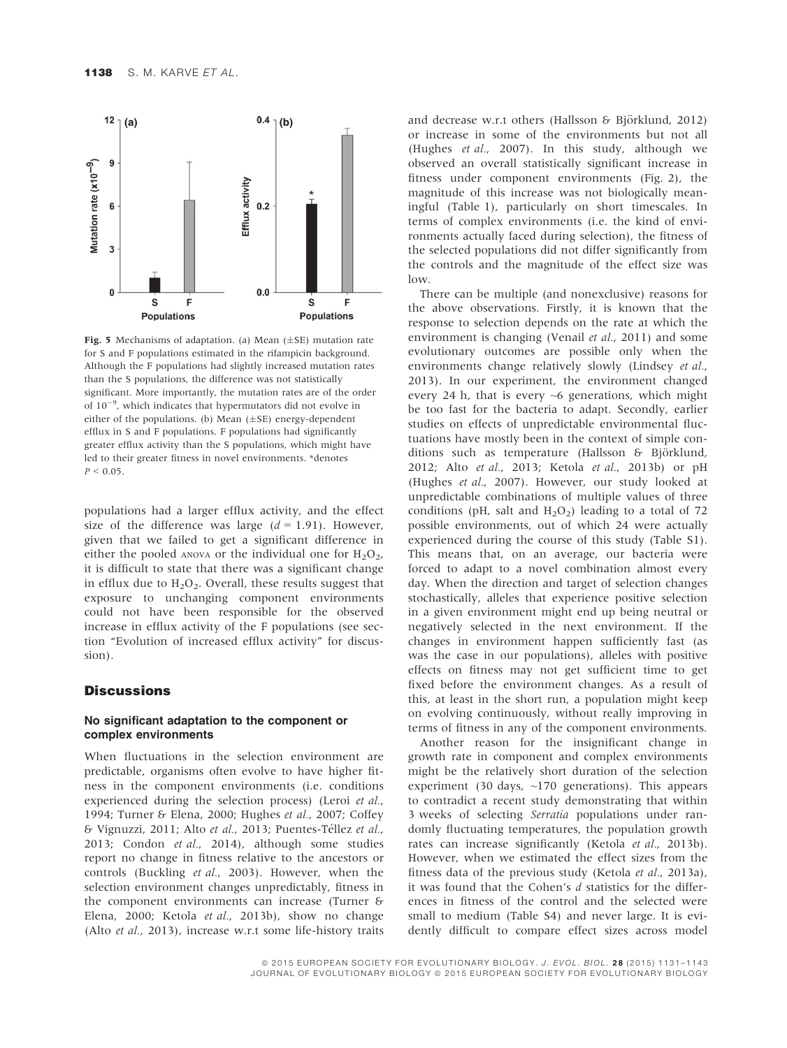Fig. 5 Mechanisms of adaptation. (a) Mean (±SE) mutation rate for S and F populations estimated in the rifampicin background. Although the F populations had slightly increased mutation rates than the S populations, the difference was not statistically significant. More importantly, the mutation rates are of the order of $10^{-9}$, which indicates that hypermutators did not evolve in either of the populations. (b) Mean (±SE) energy-dependent efflux in S and F populations. F populations had significantly greater efflux activity than the S populations, which might have led to their greater fitness in novel environments. *denotes $P < 0.05$.

populations had a larger efflux activity, and the effect size of the difference was large ($d = 1.91$). However, given that we failed to get a significant difference in either the pooled ANOVA or the individual one for $H_2O_2$, it is difficult to state that there was a significant change in efflux due to $H_2O_2$. Overall, these results suggest that exposure to unchanging component environments could not have been responsible for the observed increase in efflux activity of the F populations (see section "Evolution of increased efflux activity" for discussion).

## Discussions

### No significant adaptation to the component or complex environments

When fluctuations in the selection environment are predictable, organisms often evolve to have higher fitness in the component environments (i.e. conditions experienced during the selection process) (Leroi *et al.*, 1994; Turner & Elena, 2000; Hughes *et al.*, 2007; Coffey & Vignuzzi, 2011; Alto *et al.*, 2013; Puentes-Téllez *et al.*, 2013; Condon *et al.*, 2014), although some studies report no change in fitness relative to the ancestors or controls (Buckling *et al.*, 2003). However, when the selection environment changes unpredictably, fitness in the component environments can increase (Turner & Elena, 2000; Ketola *et al.*, 2013b), show no change (Alto *et al.*, 2013), increase w.r.t some life-history traits and decrease w.r.t others (Hallsson & Björklund, 2012) or increase in some of the environments but not all (Hughes *et al.*, 2007). In this study, although we observed an overall statistically significant increase in fitness under component environments (Fig. 2), the magnitude of this increase was not biologically meaningful (Table 1), particularly on short timescales. In terms of complex environments (i.e. the kind of environments actually faced during selection), the fitness of the selected populations did not differ significantly from the controls and the magnitude of the effect size was low.

There can be multiple (and nonexclusive) reasons for the above observations. Firstly, it is known that the response to selection depends on the rate at which the environment is changing (Venail *et al.*, 2011) and some evolutionary outcomes are possible only when the environments change relatively slowly (Lindsey *et al.*, 2013). In our experiment, the environment changed every 24 h, that is every ~6 generations, which might be too fast for the bacteria to adapt. Secondly, earlier studies on effects of unpredictable environmental fluctuations have mostly been in the context of simple conditions such as temperature (Hallsson & Björklund, 2012; Alto *et al.*, 2013; Ketola *et al.*, 2013b) or pH (Hughes *et al.*, 2007). However, our study looked at unpredictable combinations of multiple values of three conditions (pH, salt and $H_2O_2$) leading to a total of 72 possible environments, out of which 24 were actually experienced during the course of this study (Table S1). This means that, on an average, our bacteria were forced to adapt to a novel combination almost every day. When the direction and target of selection changes stochastically, alleles that experience positive selection in a given environment might end up being neutral or negatively selected in the next environment. If the changes in environment happen sufficiently fast (as was the case in our populations), alleles with positive effects on fitness may not get sufficient time to get fixed before the environment changes. As a result of this, at least in the short run, a population might keep on evolving continuously, without really improving in terms of fitness in any of the component environments.

Another reason for the insignificant change in growth rate in component and complex environments might be the relatively short duration of the selection experiment (30 days, ~170 generations). This appears to contradict a recent study demonstrating that within 3 weeks of selecting *Serratia* populations under randomly fluctuating temperatures, the population growth rates can increase significantly (Ketola *et al.*, 2013b). However, when we estimated the effect sizes from the fitness data of the previous study (Ketola *et al.*, 2013a), it was found that the Cohen's *d* statistics for the differences in fitness of the control and the selected were small to medium (Table S4) and never large. It is evidently difficult to compare effect sizes across model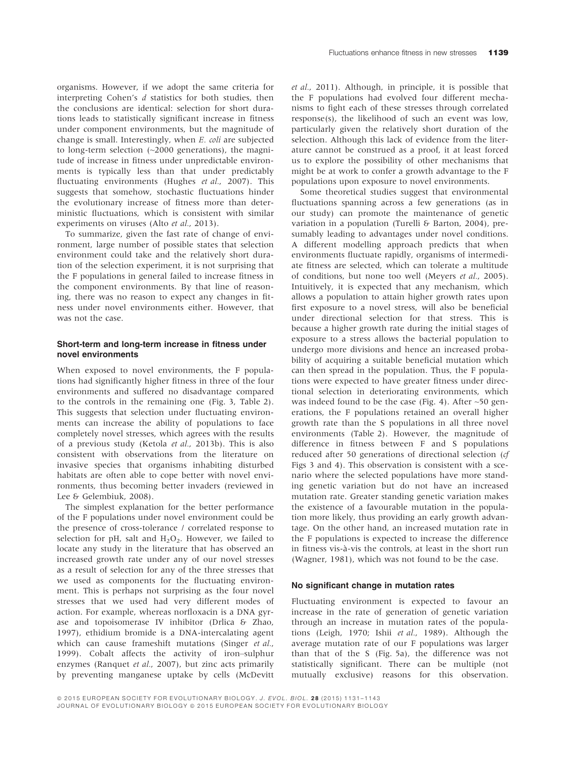organisms. However, if we adopt the same criteria for interpreting Cohen's *d* statistics for both studies, then the conclusions are identical: selection for short durations leads to statistically significant increase in fitness under component environments, but the magnitude of change is small. Interestingly, when *E. coli* are subjected to long-term selection (~2000 generations), the magnitude of increase in fitness under unpredictable environments is typically less than that under predictably fluctuating environments (Hughes *et al.*, 2007). This suggests that somehow, stochastic fluctuations hinder the evolutionary increase of fitness more than deterministic fluctuations, which is consistent with similar experiments on viruses (Alto *et al.*, 2013).

To summarize, given the fast rate of change of environment, large number of possible states that selection environment could take and the relatively short duration of the selection experiment, it is not surprising that the F populations in general failed to increase fitness in the component environments. By that line of reasoning, there was no reason to expect any changes in fitness under novel environments either. However, that was not the case.

### Short-term and long-term increase in fitness under novel environments

When exposed to novel environments, the F populations had significantly higher fitness in three of the four environments and suffered no disadvantage compared to the controls in the remaining one (Fig. 3, Table 2). This suggests that selection under fluctuating environments can increase the ability of populations to face completely novel stresses, which agrees with the results of a previous study (Ketola *et al.*, 2013b). This is also consistent with observations from the literature on invasive species that organisms inhabiting disturbed habitats are often able to cope better with novel environments, thus becoming better invaders (reviewed in Lee & Gelembiuk, 2008).

The simplest explanation for the better performance of the F populations under novel environment could be the presence of cross-tolerance / correlated response to selection for pH, salt and $H_2O_2$. However, we failed to locate any study in the literature that has observed an increased growth rate under any of our novel stresses as a result of selection for any of the three stresses that we used as components for the fluctuating environment. This is perhaps not surprising as the four novel stresses that we used had very different modes of action. For example, whereas norfloxacin is a DNA gyrase and topoisomerase IV inhibitor (Drlica & Zhao, 1997), ethidium bromide is a DNA-intercalating agent which can cause frameshift mutations (Singer *et al.*, 1999). Cobalt affects the activity of iron–sulphur enzymes (Ranquet *et al.*, 2007), but zinc acts primarily by preventing manganese uptake by cells (McDevitt *et al.*, 2011). Although, in principle, it is possible that the F populations had evolved four different mechanisms to fight each of these stresses through correlated response(s), the likelihood of such an event was low, particularly given the relatively short duration of the selection. Although this lack of evidence from the literature cannot be construed as a proof, it at least forced us to explore the possibility of other mechanisms that might be at work to confer a growth advantage to the F populations upon exposure to novel environments.

Some theoretical studies suggest that environmental fluctuations spanning across a few generations (as in our study) can promote the maintenance of genetic variation in a population (Turelli & Barton, 2004), presumably leading to advantages under novel conditions. A different modelling approach predicts that when environments fluctuate rapidly, organisms of intermediate fitness are selected, which can tolerate a multitude of conditions, but none too well (Meyers *et al.*, 2005). Intuitively, it is expected that any mechanism, which allows a population to attain higher growth rates upon first exposure to a novel stress, will also be beneficial under directional selection for that stress. This is because a higher growth rate during the initial stages of exposure to a stress allows the bacterial population to undergo more divisions and hence an increased probability of acquiring a suitable beneficial mutation which can then spread in the population. Thus, the F populations were expected to have greater fitness under directional selection in deteriorating environments, which was indeed found to be the case (Fig. 4). After ~50 generations, the F populations retained an overall higher growth rate than the S populations in all three novel environments (Table 2). However, the magnitude of difference in fitness between F and S populations reduced after 50 generations of directional selection (*cf* Figs 3 and 4). This observation is consistent with a scenario where the selected populations have more standing genetic variation but do not have an increased mutation rate. Greater standing genetic variation makes the existence of a favourable mutation in the population more likely, thus providing an early growth advantage. On the other hand, an increased mutation rate in the F populations is expected to increase the difference in fitness vis-à-vis the controls, at least in the short run (Wagner, 1981), which was not found to be the case.

### No significant change in mutation rates

Fluctuating environment is expected to favour an increase in the rate of generation of genetic variation through an increase in mutation rates of the populations (Leigh, 1970; Ishii *et al.*, 1989). Although the average mutation rate of our F populations was larger than that of the S (Fig. 5a), the difference was not statistically significant. There can be multiple (not mutually exclusive) reasons for this observation.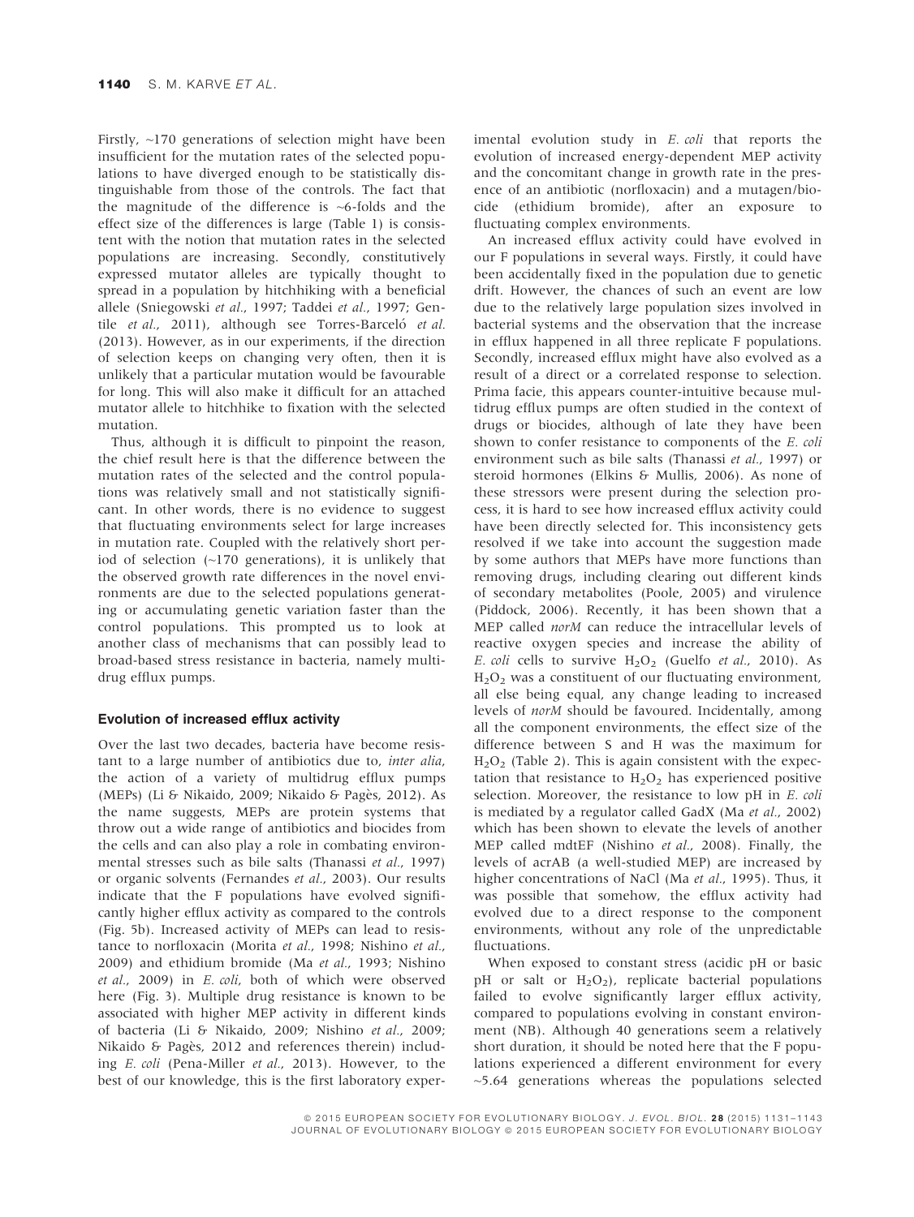Firstly, ~170 generations of selection might have been insufficient for the mutation rates of the selected populations to have diverged enough to be statistically distinguishable from those of the controls. The fact that the magnitude of the difference is ~6-folds and the effect size of the differences is large (Table 1) is consistent with the notion that mutation rates in the selected populations are increasing. Secondly, constitutively expressed mutator alleles are typically thought to spread in a population by hitchhiking with a beneficial allele (Sniegowski *et al.*, 1997; Taddei *et al.*, 1997; Gentile *et al.*, 2011), although see Torres-Barceló *et al.* (2013). However, as in our experiments, if the direction of selection keeps on changing very often, then it is unlikely that a particular mutation would be favourable for long. This will also make it difficult for an attached mutator allele to hitchhike to fixation with the selected mutation.

Thus, although it is difficult to pinpoint the reason, the chief result here is that the difference between the mutation rates of the selected and the control populations was relatively small and not statistically significant. In other words, there is no evidence to suggest that fluctuating environments select for large increases in mutation rate. Coupled with the relatively short period of selection (~170 generations), it is unlikely that the observed growth rate differences in the novel environments are due to the selected populations generating or accumulating genetic variation faster than the control populations. This prompted us to look at another class of mechanisms that can possibly lead to broad-based stress resistance in bacteria, namely multidrug efflux pumps.

### Evolution of increased efflux activity

Over the last two decades, bacteria have become resistant to a large number of antibiotics due to, *inter alia*, the action of a variety of multidrug efflux pumps (MEPs) (Li & Nikaido, 2009; Nikaido & Pagès, 2012). As the name suggests, MEPs are protein systems that throw out a wide range of antibiotics and biocides from the cells and can also play a role in combating environmental stresses such as bile salts (Thanassi *et al.*, 1997) or organic solvents (Fernandes *et al.*, 2003). Our results indicate that the F populations have evolved significantly higher efflux activity as compared to the controls (Fig. 5b). Increased activity of MEPs can lead to resistance to norfloxacin (Morita *et al.*, 1998; Nishino *et al.*, 2009) and ethidium bromide (Ma *et al.*, 1993; Nishino *et al.*, 2009) in *E. coli*, both of which were observed here (Fig. 3). Multiple drug resistance is known to be associated with higher MEP activity in different kinds of bacteria (Li & Nikaido, 2009; Nishino *et al.*, 2009; Nikaido & Pagès, 2012 and references therein) including *E. coli* (Pena-Miller *et al.*, 2013). However, to the best of our knowledge, this is the first laboratory experimental evolution study in *E. coli* that reports the evolution of increased energy-dependent MEP activity and the concomitant change in growth rate in the presence of an antibiotic (norfloxacin) and a mutagen/biocide (ethidium bromide), after an exposure to fluctuating complex environments.

An increased efflux activity could have evolved in our F populations in several ways. Firstly, it could have been accidentally fixed in the population due to genetic drift. However, the chances of such an event are low due to the relatively large population sizes involved in bacterial systems and the observation that the increase in efflux happened in all three replicate F populations. Secondly, increased efflux might have also evolved as a result of a direct or a correlated response to selection. Prima facie, this appears counter-intuitive because multidrug efflux pumps are often studied in the context of drugs or biocides, although of late they have been shown to confer resistance to components of the *E. coli* environment such as bile salts (Thanassi *et al.*, 1997) or steroid hormones (Elkins & Mullis, 2006). As none of these stressors were present during the selection process, it is hard to see how increased efflux activity could have been directly selected for. This inconsistency gets resolved if we take into account the suggestion made by some authors that MEPs have more functions than removing drugs, including clearing out different kinds of secondary metabolites (Poole, 2005) and virulence (Piddock, 2006). Recently, it has been shown that a MEP called *norM* can reduce the intracellular levels of reactive oxygen species and increase the ability of *E. coli* cells to survive $H_2O_2$ (Guelfo *et al.*, 2010). As $H_2O_2$ was a constituent of our fluctuating environment, all else being equal, any change leading to increased levels of *norM* should be favoured. Incidentally, among all the component environments, the effect size of the difference between S and H was the maximum for $H_2O_2$ (Table 2). This is again consistent with the expectation that resistance to $H_2O_2$ has experienced positive selection. Moreover, the resistance to low pH in *E. coli* is mediated by a regulator called GadX (Ma *et al.*, 2002) which has been shown to elevate the levels of another MEP called mdtEF (Nishino *et al.*, 2008). Finally, the levels of acrAB (a well-studied MEP) are increased by higher concentrations of NaCl (Ma *et al.*, 1995). Thus, it was possible that somehow, the efflux activity had evolved due to a direct response to the component environments, without any role of the unpredictable fluctuations.

When exposed to constant stress (acidic pH or basic pH or salt or $H_2O_2$), replicate bacterial populations failed to evolve significantly larger efflux activity, compared to populations evolving in constant environment (NB). Although 40 generations seem a relatively short duration, it should be noted here that the F populations experienced a different environment for every ~5.64 generations whereas the populations selected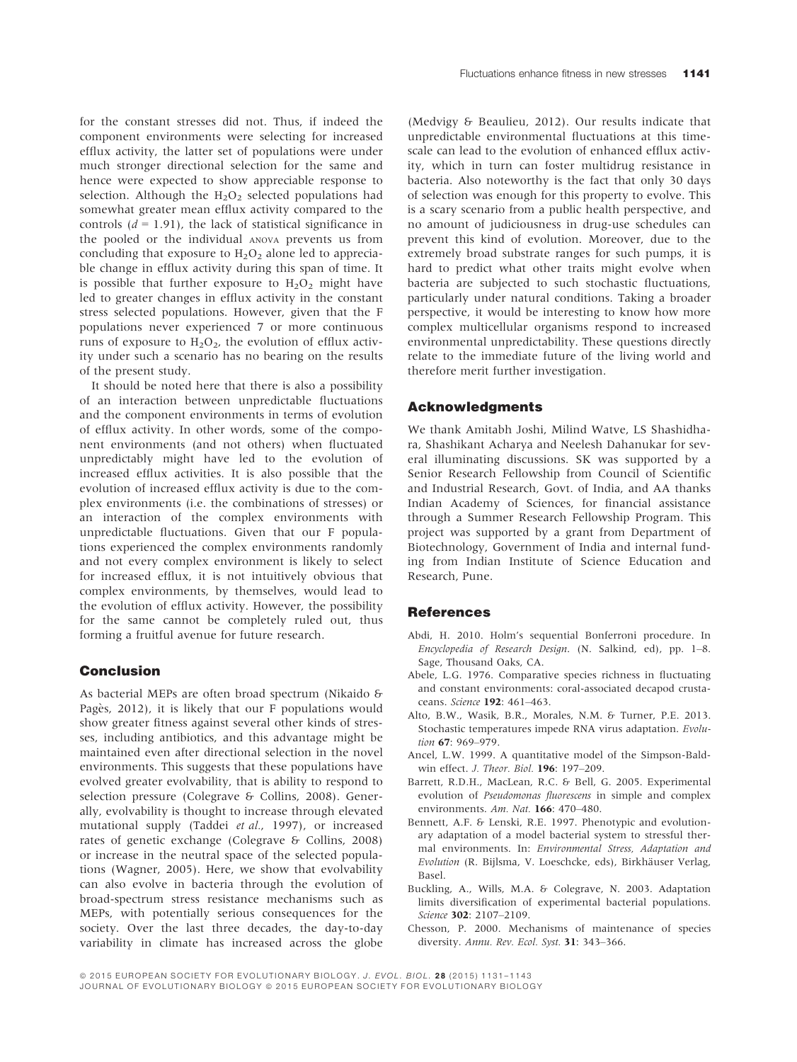for the constant stresses did not. Thus, if indeed the component environments were selecting for increased efflux activity, the latter set of populations were under much stronger directional selection for the same and hence were expected to show appreciable response to selection. Although the $H_2O_2$ selected populations had somewhat greater mean efflux activity compared to the controls ($d = 1.91$), the lack of statistical significance in the pooled or the individual ANOVA prevents us from concluding that exposure to $H_2O_2$ alone led to appreciable change in efflux activity during this span of time. It is possible that further exposure to $H_2O_2$ might have led to greater changes in efflux activity in the constant stress selected populations. However, given that the F populations never experienced 7 or more continuous runs of exposure to $H_2O_2$, the evolution of efflux activity under such a scenario has no bearing on the results of the present study.

It should be noted here that there is also a possibility of an interaction between unpredictable fluctuations and the component environments in terms of evolution of efflux activity. In other words, some of the component environments (and not others) when fluctuated unpredictably might have led to the evolution of increased efflux activities. It is also possible that the evolution of increased efflux activity is due to the complex environments (i.e. the combinations of stresses) or an interaction of the complex environments with unpredictable fluctuations. Given that our F populations experienced the complex environments randomly and not every complex environment is likely to select for increased efflux, it is not intuitively obvious that complex environments, by themselves, would lead to the evolution of efflux activity. However, the possibility for the same cannot be completely ruled out, thus forming a fruitful avenue for future research.

## Conclusion

As bacterial MEPs are often broad spectrum (Nikaido & Pagès, 2012), it is likely that our F populations would show greater fitness against several other kinds of stresses, including antibiotics, and this advantage might be maintained even after directional selection in the novel environments. This suggests that these populations have evolved greater evolvability, that is ability to respond to selection pressure (Colegrave & Collins, 2008). Generally, evolvability is thought to increase through elevated mutational supply (Taddei *et al.*, 1997), or increased rates of genetic exchange (Colegrave & Collins, 2008) or increase in the neutral space of the selected populations (Wagner, 2005). Here, we show that evolvability can also evolve in bacteria through the evolution of broad-spectrum stress resistance mechanisms such as MEPs, with potentially serious consequences for the society. Over the last three decades, the day-to-day variability in climate has increased across the globe (Medvigy & Beaulieu, 2012). Our results indicate that unpredictable environmental fluctuations at this timescale can lead to the evolution of enhanced efflux activity, which in turn can foster multidrug resistance in bacteria. Also noteworthy is the fact that only 30 days of selection was enough for this property to evolve. This is a scary scenario from a public health perspective, and no amount of judiciousness in drug-use schedules can prevent this kind of evolution. Moreover, due to the extremely broad substrate ranges for such pumps, it is hard to predict what other traits might evolve when bacteria are subjected to such stochastic fluctuations, particularly under natural conditions. Taking a broader perspective, it would be interesting to know how more complex multicellular organisms respond to increased environmental unpredictability. These questions directly relate to the immediate future of the living world and therefore merit further investigation.

## Acknowledgments

We thank Amitabh Joshi, Milind Watve, LS Shashidhara, Shashikant Acharya and Neelesh Dahanukar for several illuminating discussions. SK was supported by a Senior Research Fellowship from Council of Scientific and Industrial Research, Govt. of India, and AA thanks Indian Academy of Sciences, for financial assistance through a Summer Research Fellowship Program. This project was supported by a grant from Department of Biotechnology, Government of India and internal funding from Indian Institute of Science Education and Research, Pune.

## References

Abdi, H. 2010. Holm's sequential Bonferroni procedure. In *Encyclopedia of Research Design*. (N. Salkind, ed), pp. 1–8. Sage, Thousand Oaks, CA.

Abele, L.G. 1976. Comparative species richness in fluctuating and constant environments: coral-associated decapod crustaceans. *Science* **192**: 461–463.

Alto, B.W., Wasik, B.R., Morales, N.M. & Turner, P.E. 2013. Stochastic temperatures impede RNA virus adaptation. *Evolution* **67**: 969–979.

Ancel, L.W. 1999. A quantitative model of the Simpson-Baldwin effect. *J. Theor. Biol.* **196**: 197–209.

Barrett, R.D.H., MacLean, R.C. & Bell, G. 2005. Experimental evolution of *Pseudomonas fluorescens* in simple and complex environments. *Am. Nat.* **166**: 470–480.

Bennett, A.F. & Lenski, R.E. 1997. Phenotypic and evolutionary adaptation of a model bacterial system to stressful thermal environments. In: *Environmental Stress, Adaptation and Evolution* (R. Bijlsma, V. Loeschcke, eds), Birkhäuser Verlag, Basel.

Buckling, A., Wills, M.A. & Colegrave, N. 2003. Adaptation limits diversification of experimental bacterial populations. *Science* **302**: 2107–2109.

Chesson, P. 2000. Mechanisms of maintenance of species diversity. *Annu. Rev. Ecol. Syst.* **31**: 343–366.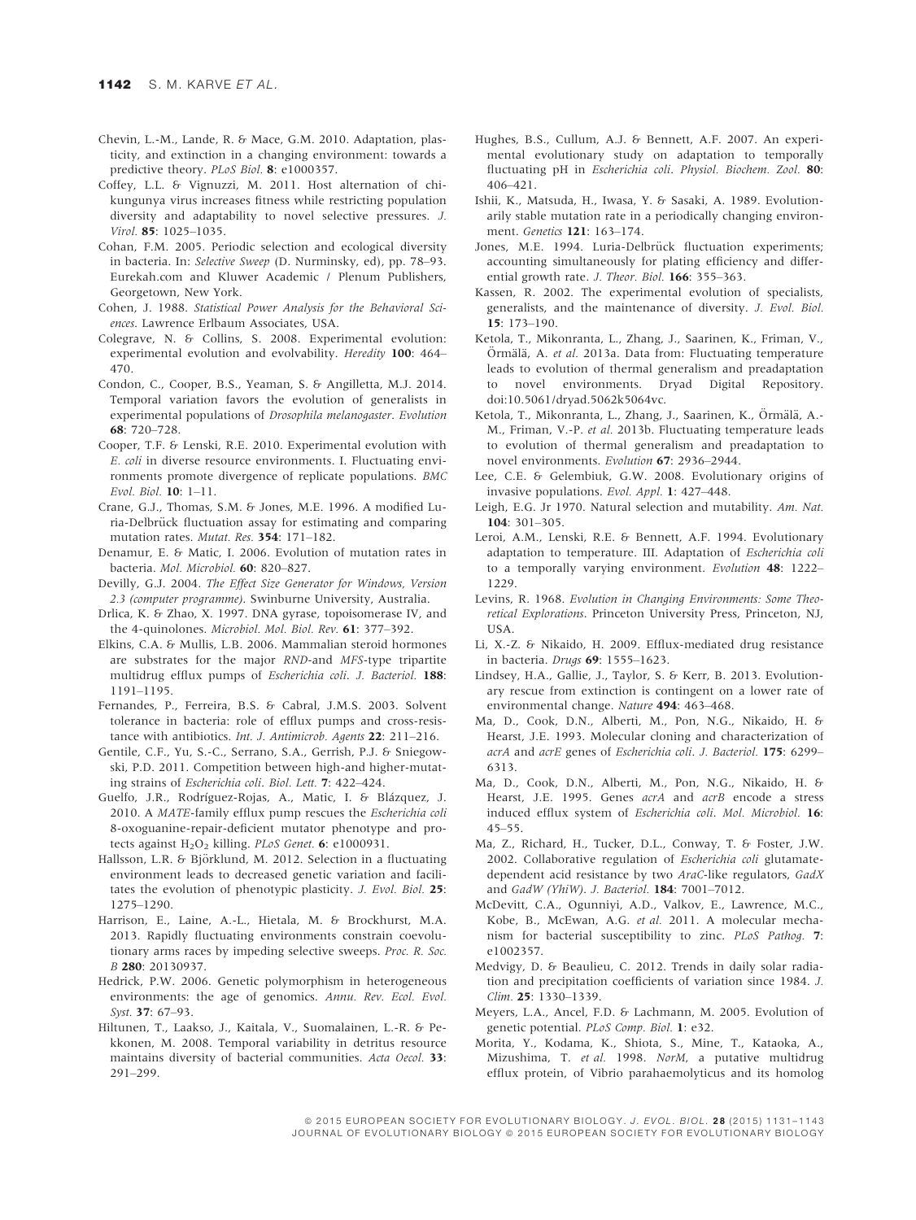Chevin, L.-M., Lande, R. & Mace, G.M. 2010. Adaptation, plasticity, and extinction in a changing environment: towards a predictive theory. *PLoS Biol.* **8**: e1000357.

Coffey, L.L. & Vignuzzi, M. 2011. Host alternation of chikungunya virus increases fitness while restricting population diversity and adaptability to novel selective pressures. *J. Virol.* **85**: 1025–1035.

Cohan, F.M. 2005. Periodic selection and ecological diversity in bacteria. In: *Selective Sweep* (D. Nurminsky, ed), pp. 78–93. Eurekah.com and Kluwer Academic / Plenum Publishers, Georgetown, New York.

Cohen, J. 1988. *Statistical Power Analysis for the Behavioral Sciences*. Lawrence Erlbaum Associates, USA.

Colegrave, N. & Collins, S. 2008. Experimental evolution: experimental evolution and evolvability. *Heredity* **100**: 464–470.

Condon, C., Cooper, B.S., Yeaman, S. & Angilletta, M.J. 2014. Temporal variation favors the evolution of generalists in experimental populations of *Drosophila melanogaster*. *Evolution* **68**: 720–728.

Cooper, T.F. & Lenski, R.E. 2010. Experimental evolution with *E. coli* in diverse resource environments. I. Fluctuating environments promote divergence of replicate populations. *BMC Evol. Biol.* **10**: 1–11.

Crane, G.J., Thomas, S.M. & Jones, M.E. 1996. A modified Luria-Delbrück fluctuation assay for estimating and comparing mutation rates. *Mutat. Res.* **354**: 171–182.

Denamur, E. & Matic, I. 2006. Evolution of mutation rates in bacteria. *Mol. Microbiol.* **60**: 820–827.

Devilly, G.J. 2004. *The Effect Size Generator for Windows, Version 2.3 (computer programme)*. Swinburne University, Australia.

Drlica, K. & Zhao, X. 1997. DNA gyrase, topoisomerase IV, and the 4-quinolones. *Microbiol. Mol. Biol. Rev.* **61**: 377–392.

Elkins, C.A. & Mullis, L.B. 2006. Mammalian steroid hormones are substrates for the major *RND*-and *MFS*-type tripartite multidrug efflux pumps of *Escherichia coli*. *J. Bacteriol.* **188**: 1191–1195.

Fernandes, P., Ferreira, B.S. & Cabral, J.M.S. 2003. Solvent tolerance in bacteria: role of efflux pumps and cross-resistance with antibiotics. *Int. J. Antimicrob. Agents* **22**: 211–216.

Gentile, C.F., Yu, S.-C., Serrano, S.A., Gerrish, P.J. & Sniegowski, P.D. 2011. Competition between high-and higher-mutating strains of *Escherichia coli*. *Biol. Lett.* **7**: 422–424.

Guelfo, J.R., Rodríguez-Rojas, A., Matic, I. & Blázquez, J. 2010. A *MATE*-family efflux pump rescues the *Escherichia coli* 8-oxoguanine-repair-deficient mutator phenotype and protects against $H_2O_2$ killing. *PLoS Genet.* **6**: e1000931.

Hallsson, L.R. & Björklund, M. 2012. Selection in a fluctuating environment leads to decreased genetic variation and facilitates the evolution of phenotypic plasticity. *J. Evol. Biol.* **25**: 1275–1290.

Harrison, E., Laine, A.-L., Hietala, M. & Brockhurst, M.A. 2013. Rapidly fluctuating environments constrain coevolutionary arms races by impeding selective sweeps. *Proc. R. Soc. B* **280**: 20130937.

Hedrick, P.W. 2006. Genetic polymorphism in heterogeneous environments: the age of genomics. *Annu. Rev. Ecol. Evol. Syst.* **37**: 67–93.

Hiltunen, T., Laakso, J., Kaitala, V., Suomalainen, L.-R. & Pekkonen, M. 2008. Temporal variability in detritus resource maintains diversity of bacterial communities. *Acta Oecol.* **33**: 291–299.

Hughes, B.S., Cullum, A.J. & Bennett, A.F. 2007. An experimental evolutionary study on adaptation to temporally fluctuating pH in *Escherichia coli*. *Physiol. Biochem. Zool.* **80**: 406–421.

Ishii, K., Matsuda, H., Iwasa, Y. & Sasaki, A. 1989. Evolutionarily stable mutation rate in a periodically changing environment. *Genetics* **121**: 163–174.

Jones, M.E. 1994. Luria-Delbrück fluctuation experiments; accounting simultaneously for plating efficiency and differential growth rate. *J. Theor. Biol.* **166**: 355–363.

Kassen, R. 2002. The experimental evolution of specialists, generalists, and the maintenance of diversity. *J. Evol. Biol.* **15**: 173–190.

Ketola, T., Mikonranta, L., Zhang, J., Saarinen, K., Friman, V., Örmälä, A. *et al.* 2013a. Data from: Fluctuating temperature leads to evolution of thermal generalism and preadaptation to novel environments. Dryad Digital Repository. doi:10.5061/dryad.5062k5064vc.

Ketola, T., Mikonranta, L., Zhang, J., Saarinen, K., Örmälä, A.-M., Friman, V.-P. *et al.* 2013b. Fluctuating temperature leads to evolution of thermal generalism and preadaptation to novel environments. *Evolution* **67**: 2936–2944.

Lee, C.E. & Gelembiuk, G.W. 2008. Evolutionary origins of invasive populations. *Evol. Appl.* **1**: 427–448.

Leigh, E.G. Jr 1970. Natural selection and mutability. *Am. Nat.* **104**: 301–305.

Leroi, A.M., Lenski, R.E. & Bennett, A.F. 1994. Evolutionary adaptation to temperature. III. Adaptation of *Escherichia coli* to a temporally varying environment. *Evolution* **48**: 1222–1229.

Levins, R. 1968. *Evolution in Changing Environments: Some Theoretical Explorations*. Princeton University Press, Princeton, NJ, USA.

Li, X.-Z. & Nikaido, H. 2009. Efflux-mediated drug resistance in bacteria. *Drugs* **69**: 1555–1623.

Lindsey, H.A., Gallie, J., Taylor, S. & Kerr, B. 2013. Evolutionary rescue from extinction is contingent on a lower rate of environmental change. *Nature* **494**: 463–468.

Ma, D., Cook, D.N., Alberti, M., Pon, N.G., Nikaido, H. & Hearst, J.E. 1993. Molecular cloning and characterization of *acrA* and *acrE* genes of *Escherichia coli*. *J. Bacteriol.* **175**: 6299–6313.

Ma, D., Cook, D.N., Alberti, M., Pon, N.G., Nikaido, H. & Hearst, J.E. 1995. Genes *acrA* and *acrB* encode a stress induced efflux system of *Escherichia coli*. *Mol. Microbiol.* **16**: 45–55.

Ma, Z., Richard, H., Tucker, D.L., Conway, T. & Foster, J.W. 2002. Collaborative regulation of *Escherichia coli* glutamate-dependent acid resistance by two *AraC*-like regulators, *GadX* and *GadW (YhiW)*. *J. Bacteriol.* **184**: 7001–7012.

McDevitt, C.A., Ogunniyi, A.D., Valkov, E., Lawrence, M.C., Kobe, B., McEwan, A.G. *et al.* 2011. A molecular mechanism for bacterial susceptibility to zinc. *PLoS Pathog.* **7**: e1002357.

Medvigy, D. & Beaulieu, C. 2012. Trends in daily solar radiation and precipitation coefficients of variation since 1984. *J. Clim.* **25**: 1330–1339.

Meyers, L.A., Ancel, F.D. & Lachmann, M. 2005. Evolution of genetic potential. *PLoS Comp. Biol.* **1**: e32.

Morita, Y., Kodama, K., Shiota, S., Mine, T., Kataoka, A., Mizushima, T. *et al.* 1998. *NorM*, a putative multidrug efflux protein, of Vibrio parahaemolyticus and its homolog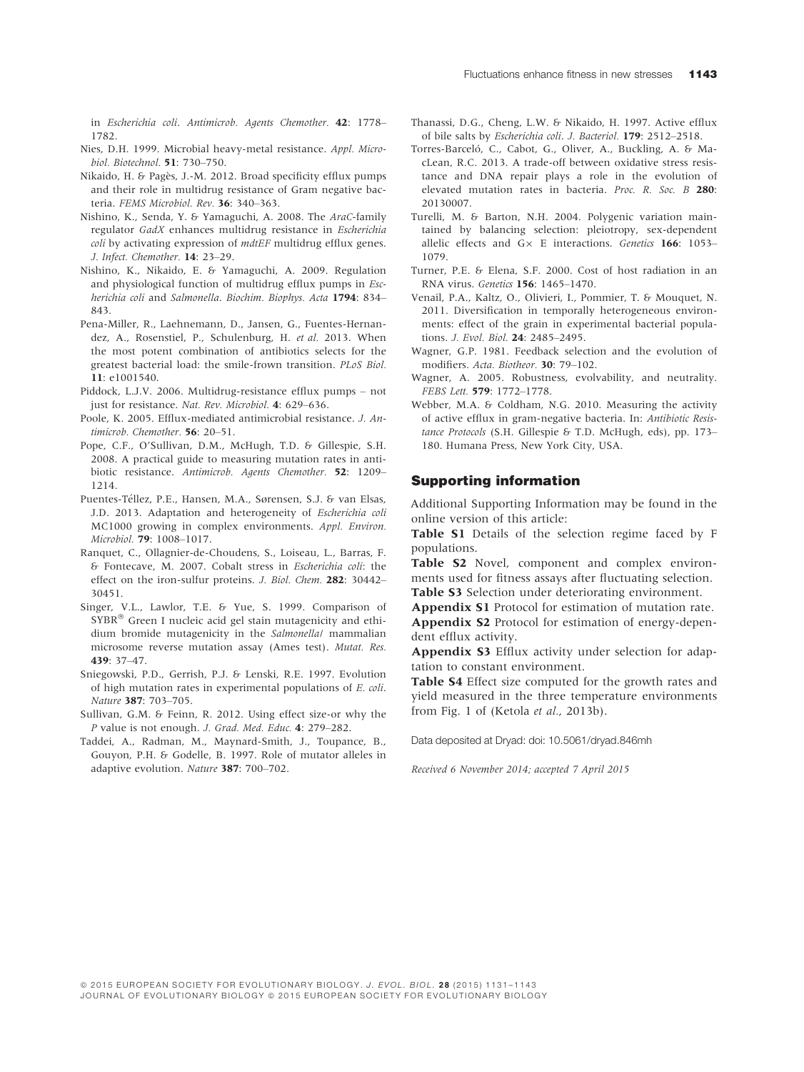in *Escherichia coli*. *Antimicrob. Agents Chemother.* **42**: 1778–1782.

Nies, D.H. 1999. Microbial heavy-metal resistance. *Appl. Microbiol. Biotechnol.* **51**: 730–750.

Nikaido, H. & Pagès, J.-M. 2012. Broad specificity efflux pumps and their role in multidrug resistance of Gram negative bacteria. *FEMS Microbiol. Rev.* **36**: 340–363.

Nishino, K., Senda, Y. & Yamaguchi, A. 2008. The *AraC*-family regulator *GadX* enhances multidrug resistance in *Escherichia coli* by activating expression of *mdtEF* multidrug efflux genes. *J. Infect. Chemother.* **14**: 23–29.

Nishino, K., Nikaido, E. & Yamaguchi, A. 2009. Regulation and physiological function of multidrug efflux pumps in *Escherichia coli* and *Salmonella*. *Biochim. Biophys. Acta* **1794**: 834–843.

Pena-Miller, R., Laehnemann, D., Jansen, G., Fuentes-Hernandez, A., Rosenstiel, P., Schulenburg, H. *et al.* 2013. When the most potent combination of antibiotics selects for the greatest bacterial load: the smile-frown transition. *PLoS Biol.* **11**: e1001540.

Piddock, L.J.V. 2006. Multidrug-resistance efflux pumps – not just for resistance. *Nat. Rev. Microbiol.* **4**: 629–636.

Poole, K. 2005. Efflux-mediated antimicrobial resistance. *J. Antimicrob. Chemother.* **56**: 20–51.

Pope, C.F., O'Sullivan, D.M., McHugh, T.D. & Gillespie, S.H. 2008. A practical guide to measuring mutation rates in antibiotic resistance. *Antimicrob. Agents Chemother.* **52**: 1209–1214.

Puentes-Téllez, P.E., Hansen, M.A., Sørensen, S.J. & van Elsas, J.D. 2013. Adaptation and heterogeneity of *Escherichia coli* MC1000 growing in complex environments. *Appl. Environ. Microbiol.* **79**: 1008–1017.

Ranquet, C., Ollagnier-de-Choudens, S., Loiseau, L., Barras, F. & Fontecave, M. 2007. Cobalt stress in *Escherichia coli*: the effect on the iron-sulfur proteins. *J. Biol. Chem.* **282**: 30442–30451.

Singer, V.L., Lawlor, T.E. & Yue, S. 1999. Comparison of SYBR® Green I nucleic acid gel stain mutagenicity and ethidium bromide mutagenicity in the *Salmonella*/ mammalian microsome reverse mutation assay (Ames test). *Mutat. Res.* **439**: 37–47.

Sniegowski, P.D., Gerrish, P.J. & Lenski, R.E. 1997. Evolution of high mutation rates in experimental populations of *E. coli*. *Nature* **387**: 703–705.

Sullivan, G.M. & Feinn, R. 2012. Using effect size-or why the *P* value is not enough. *J. Grad. Med. Educ.* **4**: 279–282.

Taddei, A., Radman, M., Maynard-Smith, J., Toupance, B., Gouyon, P.H. & Godelle, B. 1997. Role of mutator alleles in adaptive evolution. *Nature* **387**: 700–702.

Thanassi, D.G., Cheng, L.W. & Nikaido, H. 1997. Active efflux of bile salts by *Escherichia coli*. *J. Bacteriol.* **179**: 2512–2518.

Torres-Barceló, C., Cabot, G., Oliver, A., Buckling, A. & MacLean, R.C. 2013. A trade-off between oxidative stress resistance and DNA repair plays a role in the evolution of elevated mutation rates in bacteria. *Proc. R. Soc. B* **280**: 20130007.

Turelli, M. & Barton, N.H. 2004. Polygenic variation maintained by balancing selection: pleiotropy, sex-dependent allelic effects and G× E interactions. *Genetics* **166**: 1053–1079.

Turner, P.E. & Elena, S.F. 2000. Cost of host radiation in an RNA virus. *Genetics* **156**: 1465–1470.

Venail, P.A., Kaltz, O., Olivieri, I., Pommier, T. & Mouquet, N. 2011. Diversification in temporally heterogeneous environments: effect of the grain in experimental bacterial populations. *J. Evol. Biol.* **24**: 2485–2495.

Wagner, G.P. 1981. Feedback selection and the evolution of modifiers. *Acta. Biotheor.* **30**: 79–102.

Wagner, A. 2005. Robustness, evolvability, and neutrality. *FEBS Lett.* **579**: 1772–1778.

Webber, M.A. & Coldham, N.G. 2010. Measuring the activity of active efflux in gram-negative bacteria. In: *Antibiotic Resistance Protocols* (S.H. Gillespie & T.D. McHugh, eds), pp. 173–180. Humana Press, New York City, USA.

## Supporting information

Additional Supporting Information may be found in the online version of this article:

**Table S1** Details of the selection regime faced by F populations.

**Table S2** Novel, component and complex environments used for fitness assays after fluctuating selection.

**Table S3** Selection under deteriorating environment.

**Appendix S1** Protocol for estimation of mutation rate.

**Appendix S2** Protocol for estimation of energy-dependent efflux activity.

**Appendix S3** Efflux activity under selection for adaptation to constant environment.

**Table S4** Effect size computed for the growth rates and yield measured in the three temperature environments from Fig. 1 of (Ketola *et al.*, 2013b).

Data deposited at Dryad: doi: 10.5061/dryad.846mh

*Received 6 November 2014; accepted 7 April 2015*